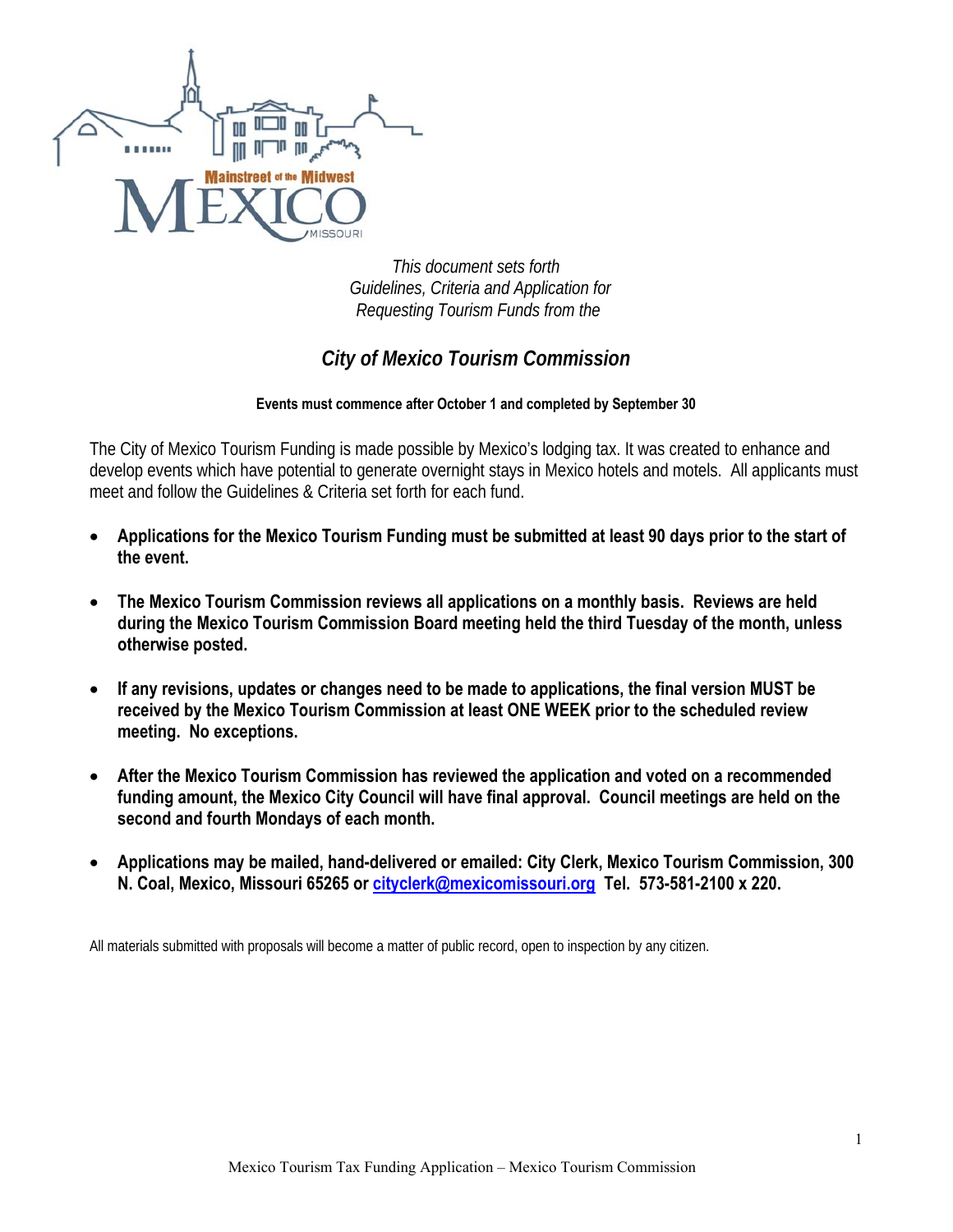*This document sets forth Guidelines, Criteria and Application for Requesting Tourism Funds from the*

## *City of Mexico Tourism Commission*

**Events must commence after October 1 and completed by September 30**

The City of Mexico Tourism Funding is made possible by Mexico's lodging tax. It was created to enhance and develop events which have potential to generate overnight stays in Mexico hotels and motels. All applicants must meet and follow the Guidelines & Criteria set forth for each fund.

- **Applications for the Mexico Tourism Funding must be submitted at least 90 days prior to the start of the event.**
- **The Mexico Tourism Commission reviews all applications on a monthly basis. Reviews are held during the Mexico Tourism Commission Board meeting held the third Tuesday of the month, unless otherwise posted.**
- **If any revisions, updates or changes need to be made to applications, the final version MUST be received by the Mexico Tourism Commission at least ONE WEEK prior to the scheduled review meeting. No exceptions.**
- **After the Mexico Tourism Commission has reviewed the application and voted on a recommended funding amount, the Mexico City Council will have final approval. Council meetings are held on the second and fourth Mondays of each month.**
- **Applications may be mailed, hand-delivered or emailed: City Clerk, Mexico Tourism Commission, 300 N. Coal, Mexico, Missouri 65265 or cityclerk@mexicomissouri.org Tel. 573-581-2100 x 220.**

All materials submitted with proposals will become a matter of public record, open to inspection by any citizen.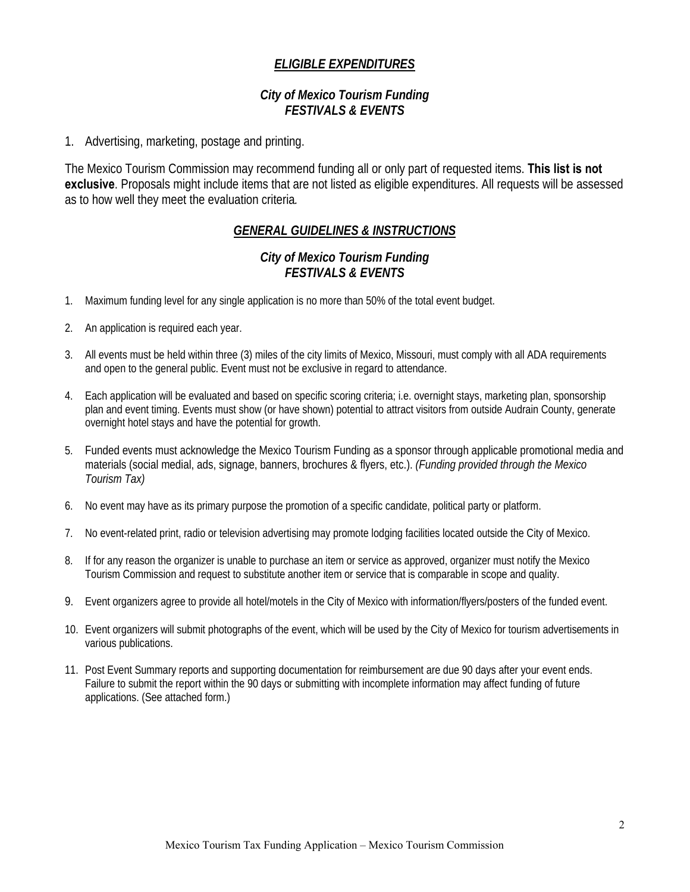## ***ELIGIBLE EXPENDITURES***

### *City of Mexico Tourism Funding*
### *FESTIVALS & EVENTS*

1. Advertising, marketing, postage and printing.

The Mexico Tourism Commission may recommend funding all or only part of requested items. **This list is not exclusive**. Proposals might include items that are not listed as eligible expenditures. All requests will be assessed as to how well they meet the evaluation criteria*.*

## ***GENERAL GUIDELINES & INSTRUCTIONS***

### *City of Mexico Tourism Funding*
### *FESTIVALS & EVENTS*

1. Maximum funding level for any single application is no more than 50% of the total event budget.
2. An application is required each year.
3. All events must be held within three (3) miles of the city limits of Mexico, Missouri, must comply with all ADA requirements and open to the general public. Event must not be exclusive in regard to attendance.
4. Each application will be evaluated and based on specific scoring criteria; i.e. overnight stays, marketing plan, sponsorship plan and event timing. Events must show (or have shown) potential to attract visitors from outside Audrain County, generate overnight hotel stays and have the potential for growth.
5. Funded events must acknowledge the Mexico Tourism Funding as a sponsor through applicable promotional media and materials (social medial, ads, signage, banners, brochures & flyers, etc.). *(Funding provided through the Mexico Tourism Tax)*
6. No event may have as its primary purpose the promotion of a specific candidate, political party or platform.
7. No event-related print, radio or television advertising may promote lodging facilities located outside the City of Mexico.
8. If for any reason the organizer is unable to purchase an item or service as approved, organizer must notify the Mexico Tourism Commission and request to substitute another item or service that is comparable in scope and quality.
9. Event organizers agree to provide all hotel/motels in the City of Mexico with information/flyers/posters of the funded event.
10. Event organizers will submit photographs of the event, which will be used by the City of Mexico for tourism advertisements in various publications.
11. Post Event Summary reports and supporting documentation for reimbursement are due 90 days after your event ends. Failure to submit the report within the 90 days or submitting with incomplete information may affect funding of future applications. (See attached form.)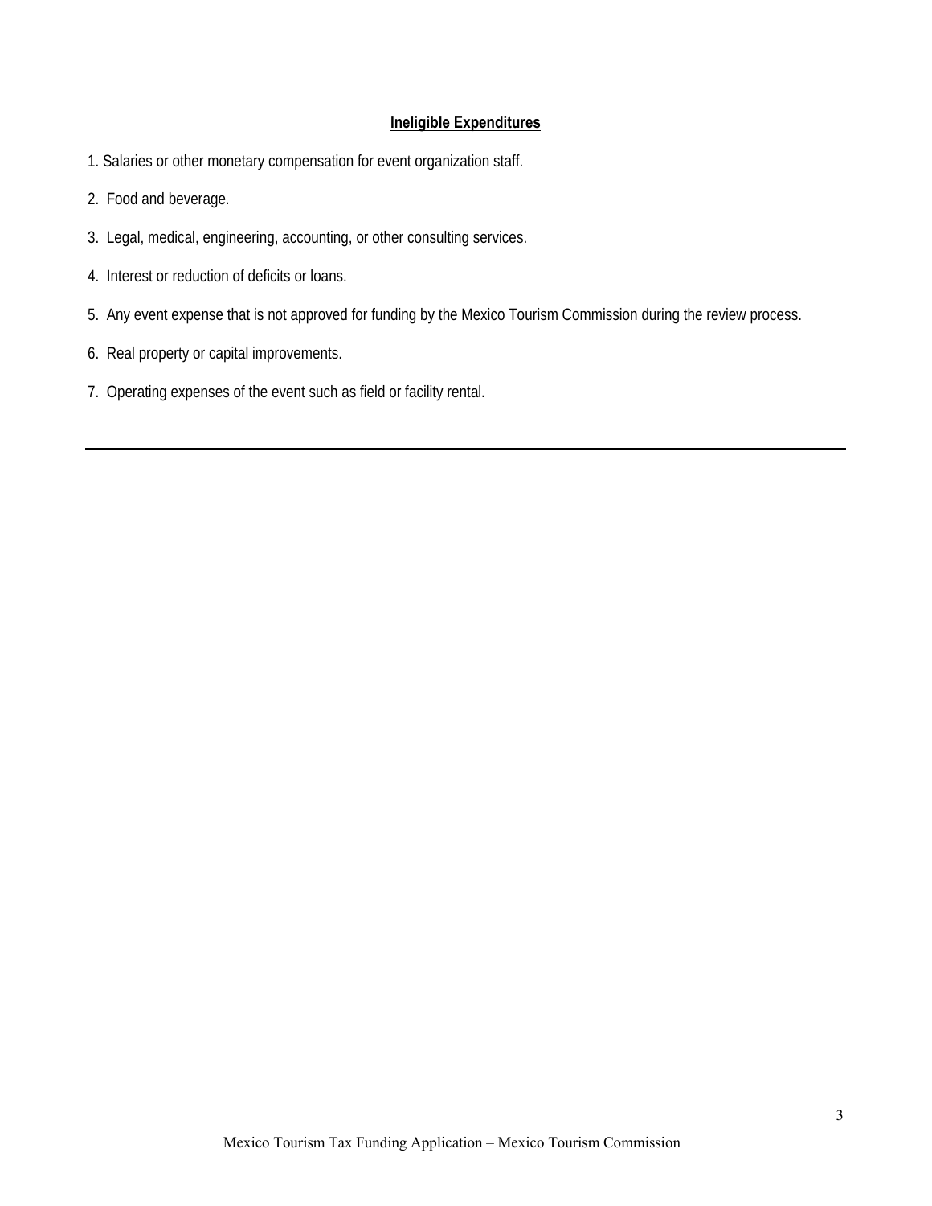**Ineligible Expenditures**

1. Salaries or other monetary compensation for event organization staff.
2. Food and beverage.
3. Legal, medical, engineering, accounting, or other consulting services.
4. Interest or reduction of deficits or loans.
5. Any event expense that is not approved for funding by the Mexico Tourism Commission during the review process.
6. Real property or capital improvements.
7. Operating expenses of the event such as field or facility rental.

---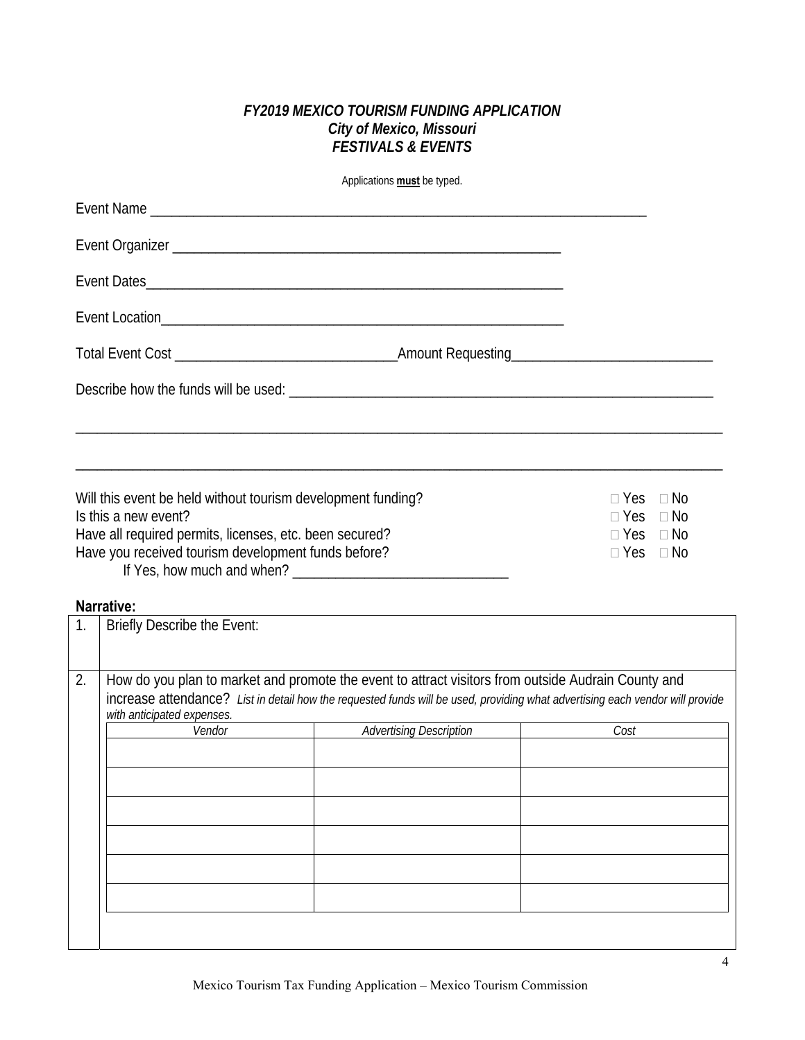***FY2019 MEXICO TOURISM FUNDING APPLICATION***
***City of Mexico, Missouri***
***FESTIVALS & EVENTS***

Applications **must** be typed.

Event Name ______________________________________________________________________

Event Organizer ____________________________________________________

Event Dates_______________________________________________________

Event Location____________________________________________________

Total Event Cost _____________________________Amount Requesting__________________________

Describe how the funds will be used: ____________________________________________________

_______________________________________________________________________________

_______________________________________________________________________________

Will this event be held without tourism development funding? □ Yes □ No
Is this a new event? □ Yes □ No
Have all required permits, licenses, etc. been secured? □ Yes □ No
Have you received tourism development funds before? □ Yes □ No
If Yes, how much and when? ____________________________

**Narrative:**

1. Briefly Describe the Event:

2. How do you plan to market and promote the event to attract visitors from outside Audrain County and increase attendance? *List in detail how the requested funds will be used, providing what advertising each vendor will provide with anticipated expenses.*

| *Vendor* | *Advertising Description* | *Cost* |
|---|---|---|
| | | |
| | | |
| | | |
| | | |
| | | |
| | | |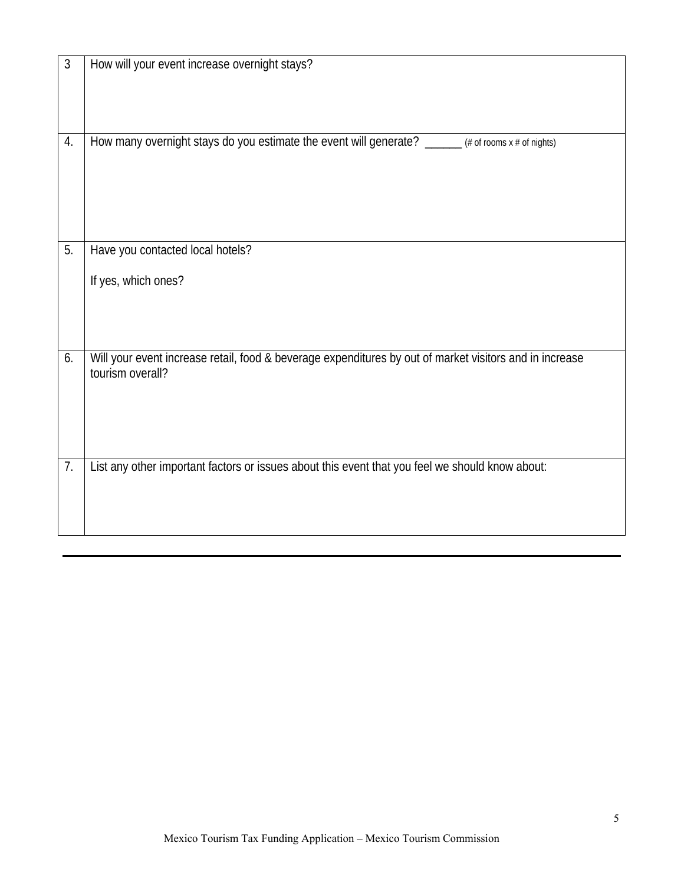| | |
|---|---|
| 3 | How will your event increase overnight stays? |
| 4. | How many overnight stays do you estimate the event will generate? ______ (# of rooms x # of nights) |
| 5. | Have you contacted local hotels?<br><br>If yes, which ones? |
| 6. | Will your event increase retail, food & beverage expenditures by out of market visitors and in increase tourism overall? |
| 7. | List any other important factors or issues about this event that you feel we should know about: |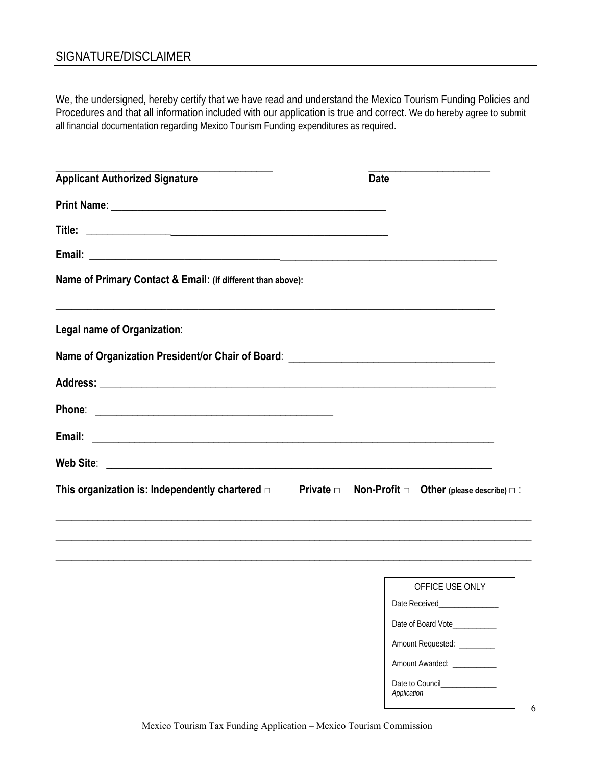## SIGNATURE/DISCLAIMER

We, the undersigned, hereby certify that we have read and understand the Mexico Tourism Funding Policies and Procedures and that all information included with our application is true and correct. We do hereby agree to submit all financial documentation regarding Mexico Tourism Funding expenditures as required.

_________________________________________ _______________________

**Applicant Authorized Signature** **Date**

**Print Name**: ____________________________________________________

**Title:** ________________________________________________________

**Email:** ______________________________________________________________________________

**Name of Primary Contact & Email: (if different than above):**

_____________________________________________________________________________________

**Legal name of Organization**:

**Name of Organization President/or Chair of Board**: ____________________________________

**Address:** ______________________________________________________________________

**Phone**: _____________________________________________

**Email:** ________________________________________________________________________

**Web Site**: _______________________________________________________________________

**This organization is: Independently chartered □ Private □ Non-Profit □ Other (please describe) □** :

_____________________________________________________________________________________

_____________________________________________________________________________________

_____________________________________________________________________________________

| OFFICE USE ONLY |
|---|
| Date Received_______________ |
| Date of Board Vote___________ |
| Amount Requested: _________ |
| Amount Awarded: ___________ |
| Date to Council______________ *Application* |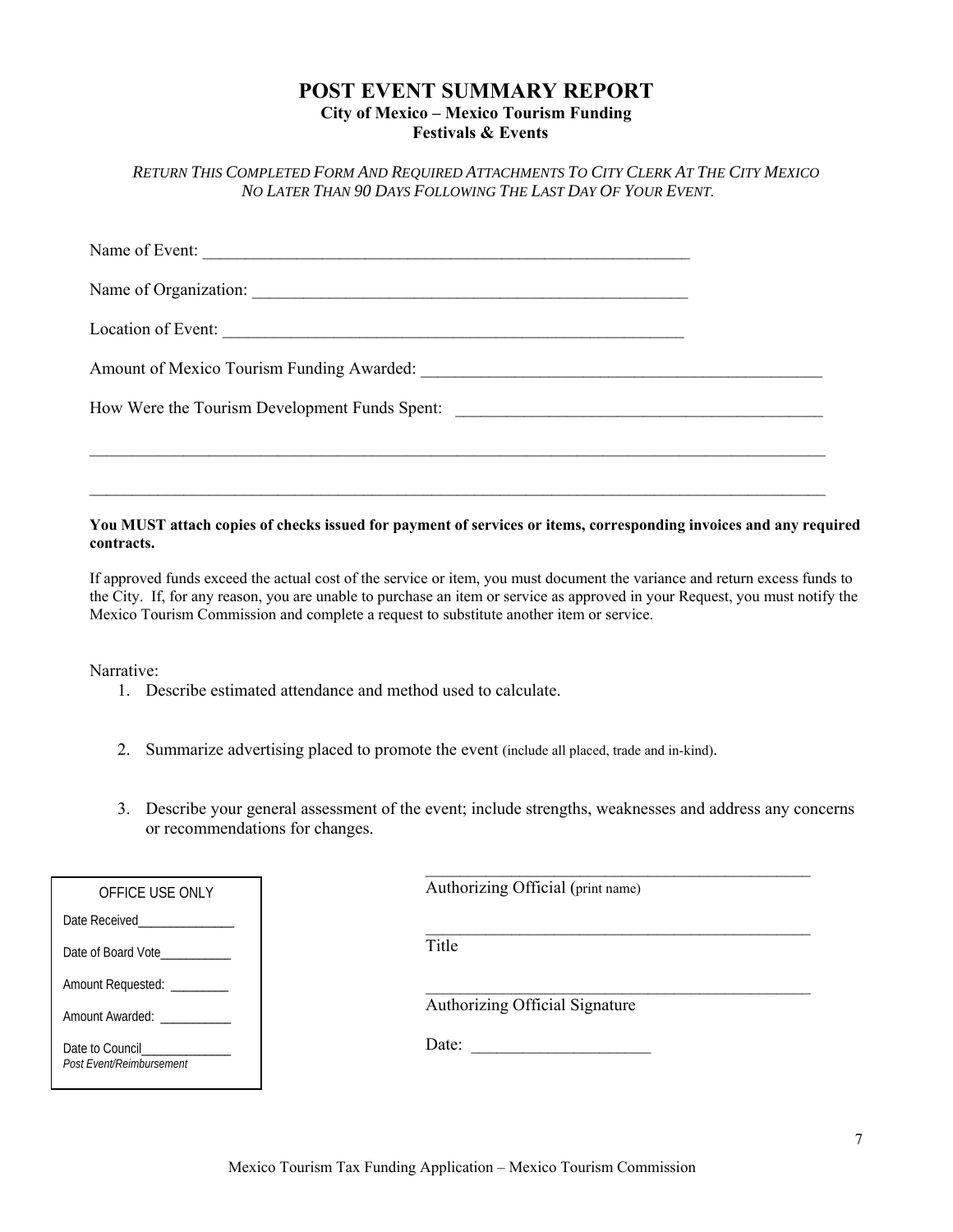# POST EVENT SUMMARY REPORT

**City of Mexico – Mexico Tourism Funding**
**Festivals & Events**

*RETURN THIS COMPLETED FORM AND REQUIRED ATTACHMENTS TO CITY CLERK AT THE CITY MEXICO NO LATER THAN 90 DAYS FOLLOWING THE LAST DAY OF YOUR EVENT.*

Name of Event: ___________________________________________________________

Name of Organization: ____________________________________________________

Location of Event: _______________________________________________________

Amount of Mexico Tourism Funding Awarded: _________________________________________________

How Were the Tourism Development Funds Spent: ____________________________________________

_____________________________________________________________________________________

_____________________________________________________________________________________

**You MUST attach copies of checks issued for payment of services or items, corresponding invoices and any required contracts.**

If approved funds exceed the actual cost of the service or item, you must document the variance and return excess funds to the City. If, for any reason, you are unable to purchase an item or service as approved in your Request, you must notify the Mexico Tourism Commission and complete a request to substitute another item or service.

Narrative:

1. Describe estimated attendance and method used to calculate.
2. Summarize advertising placed to promote the event (include all placed, trade and in-kind).
3. Describe your general assessment of the event; include strengths, weaknesses and address any concerns or recommendations for changes.

| OFFICE USE ONLY |
|---|
| Date Received______________ |
| Date of Board Vote__________ |
| Amount Requested: ________ |
| Amount Awarded: __________ |
| Date to Council_____________ *Post Event/Reimbursement* |

_______________________________________________
Authorizing Official (print name)

_______________________________________________
Title

_______________________________________________
Authorizing Official Signature

Date: _____________________

Mexico Tourism Tax Funding Application – Mexico Tourism Commission